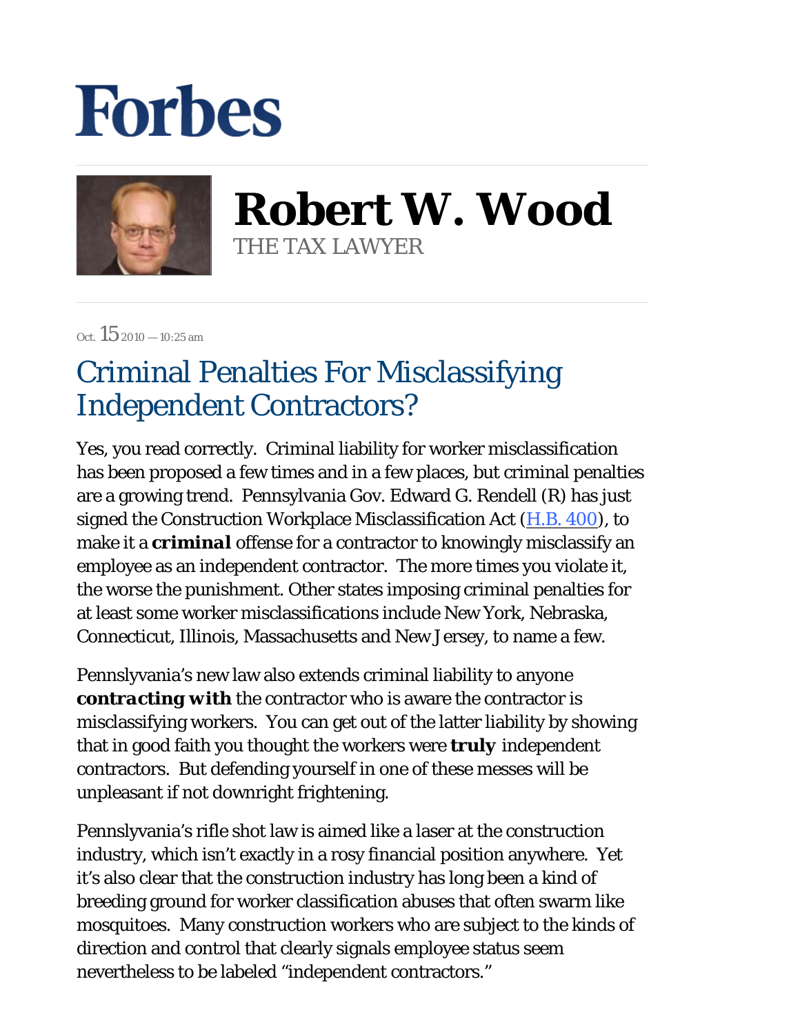# Forbes

## Robert W. Wood

THE TAX LAWYER

Oct. 15 2010 — 10:25 am

## Criminal Penalties For Misclassifying Independent Contractors?

Yes, you read correctly. Criminal liability for worker misclassification has been proposed a few times and in a few places, but criminal penalties are a growing trend. Pennsylvania Gov. Edward G. Rendell (R) has just signed the Construction Workplace Misclassification Act (H.B. 400), to make it a **criminal** offense for a contractor to knowingly misclassify an employee as an independent contractor. The more times you violate it, the worse the punishment. Other states imposing criminal penalties for at least some worker misclassifications include New York, Nebraska, Connecticut, Illinois, Massachusetts and New Jersey, to name a few.

Pennslyvania's new law also extends criminal liability to anyone ***contracting with*** the contractor who is aware the contractor is misclassifying workers. You can get out of the latter liability by showing that in good faith you thought the workers were **truly** independent contractors. But defending yourself in one of these messes will be unpleasant if not downright frightening.

Pennslyvania's rifle shot law is aimed like a laser at the construction industry, which isn't exactly in a rosy financial position anywhere. Yet it's also clear that the construction industry has long been a kind of breeding ground for worker classification abuses that often swarm like mosquitoes. Many construction workers who are subject to the kinds of direction and control that clearly signals employee status seem nevertheless to be labeled "independent contractors."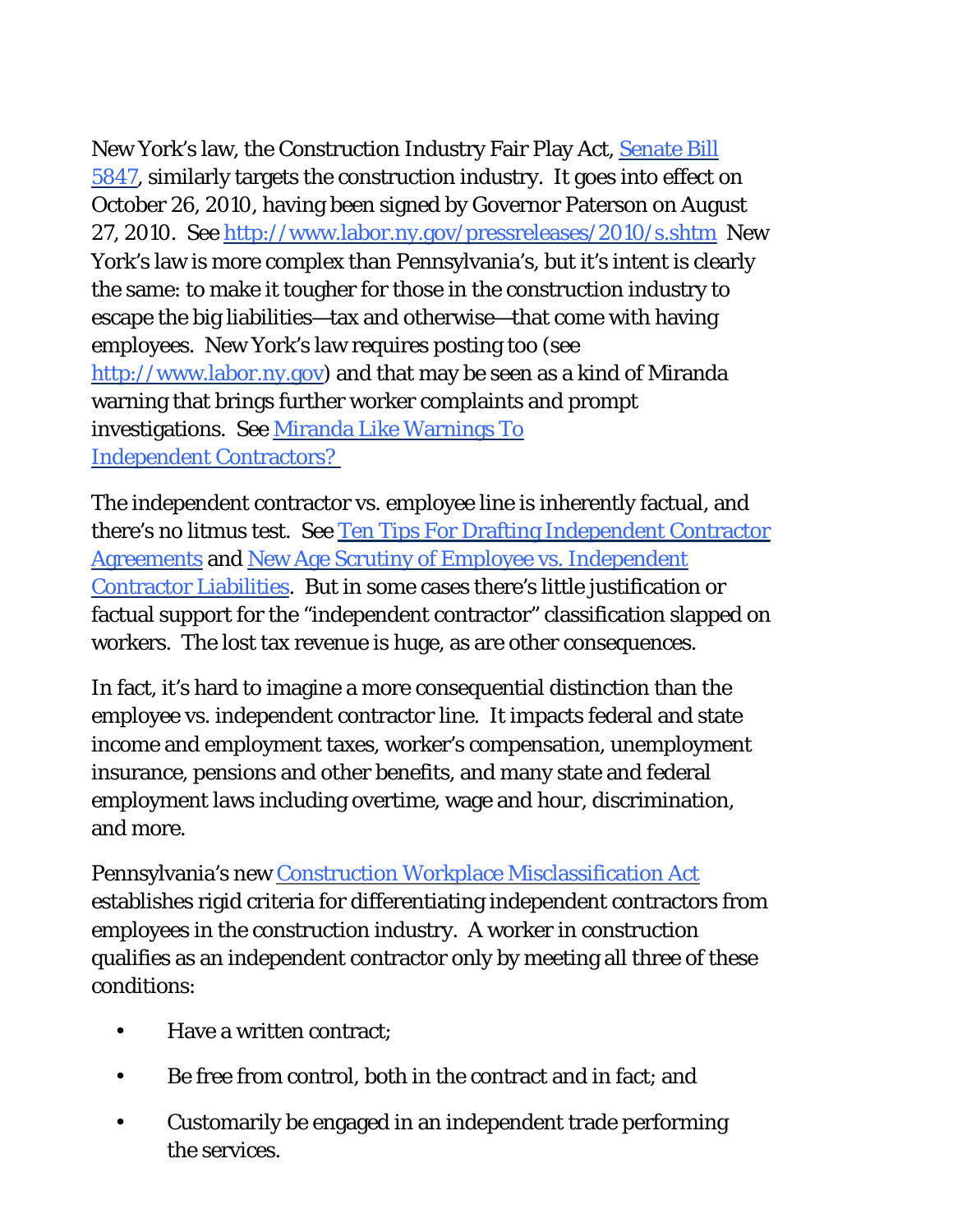New York's law, the Construction Industry Fair Play Act, [Senate Bill 5847](), similarly targets the construction industry. It goes into effect on October 26, 2010, having been signed by Governor Paterson on August 27, 2010. See [http://www.labor.ny.gov/pressreleases/2010/s.shtm]() New York's law is more complex than Pennsylvania's, but it's intent is clearly the same: to make it tougher for those in the construction industry to escape the big liabilities—tax and otherwise—that come with having employees. New York's law requires posting too (see [http://www.labor.ny.gov]()) and that may be seen as a kind of Miranda warning that brings further worker complaints and prompt investigations. See [Miranda Like Warnings To Independent Contractors?]()

The independent contractor vs. employee line is inherently factual, and there's no litmus test. See [Ten Tips For Drafting Independent Contractor Agreements]() and [New Age Scrutiny of Employee vs. Independent Contractor Liabilities](). But in some cases there's little justification or factual support for the "independent contractor" classification slapped on workers. The lost tax revenue is huge, as are other consequences.

In fact, it's hard to imagine a more consequential distinction than the employee vs. independent contractor line. It impacts federal and state income and employment taxes, worker's compensation, unemployment insurance, pensions and other benefits, and many state and federal employment laws including overtime, wage and hour, discrimination, and more.

Pennsylvania's new [Construction Workplace Misclassification Act]() establishes rigid criteria for differentiating independent contractors from employees in the construction industry. A worker in construction qualifies as an independent contractor only by meeting all three of these conditions:

- Have a written contract;
- Be free from control, both in the contract and in fact; and
- Customarily be engaged in an independent trade performing the services.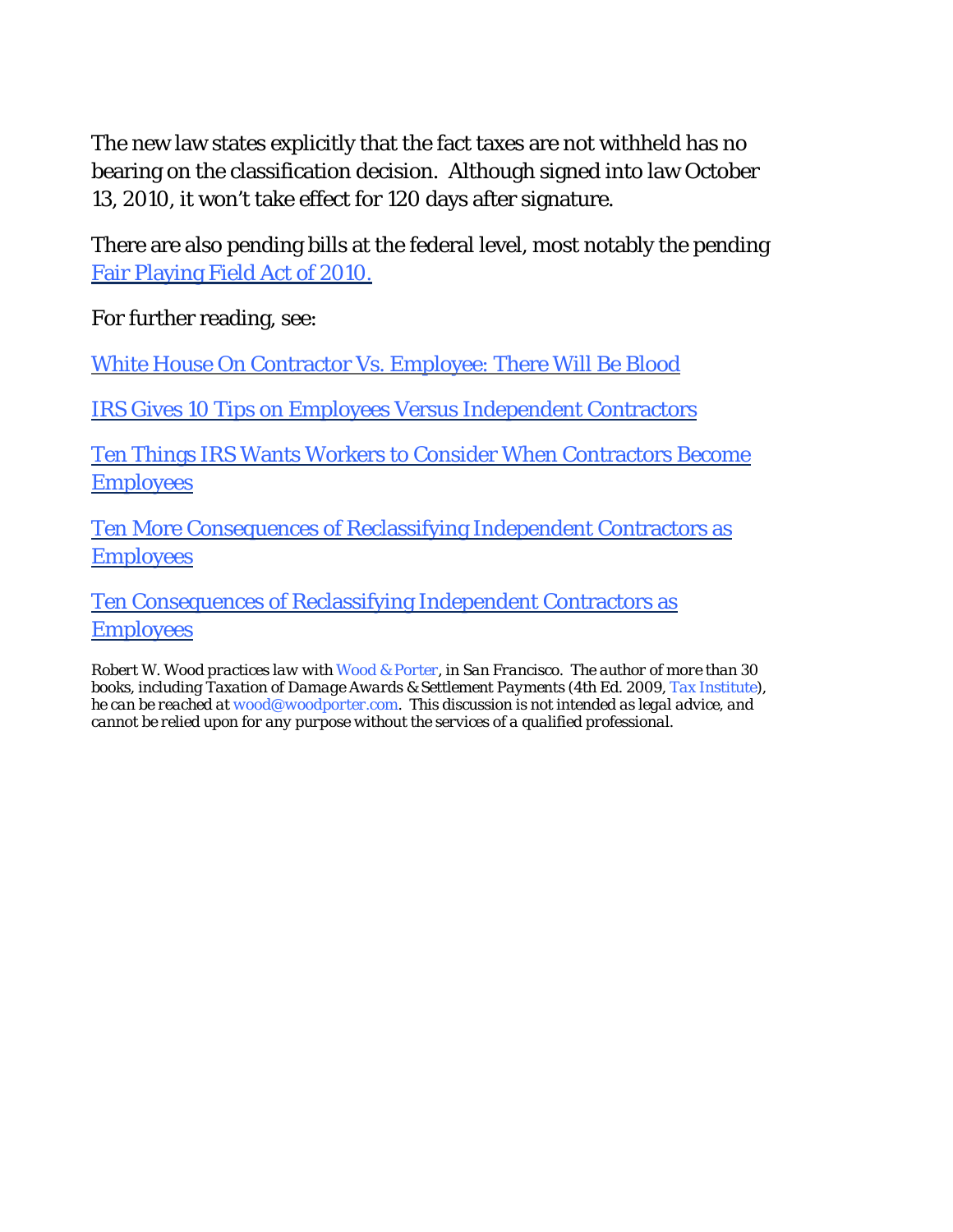The new law states explicitly that the fact taxes are not withheld has no bearing on the classification decision. Although signed into law October 13, 2010, it won't take effect for 120 days after signature.

There are also pending bills at the federal level, most notably the pending [Fair Playing Field Act of 2010.]()

For further reading, see:

[White House On Contractor Vs. Employee: There Will Be Blood]()

[IRS Gives 10 Tips on Employees Versus Independent Contractors]()

[Ten Things IRS Wants Workers to Consider When Contractors Become Employees]()

[Ten More Consequences of Reclassifying Independent Contractors as Employees]()

[Ten Consequences of Reclassifying Independent Contractors as Employees]()

*Robert W. Wood practices law with [Wood & Porter](), in San Francisco. The author of more than 30 books, including Taxation of Damage Awards & Settlement Payments (4th Ed. 2009, [Tax Institute]()), he can be reached at [wood@woodporter.com](). This discussion is not intended as legal advice, and cannot be relied upon for any purpose without the services of a qualified professional.*